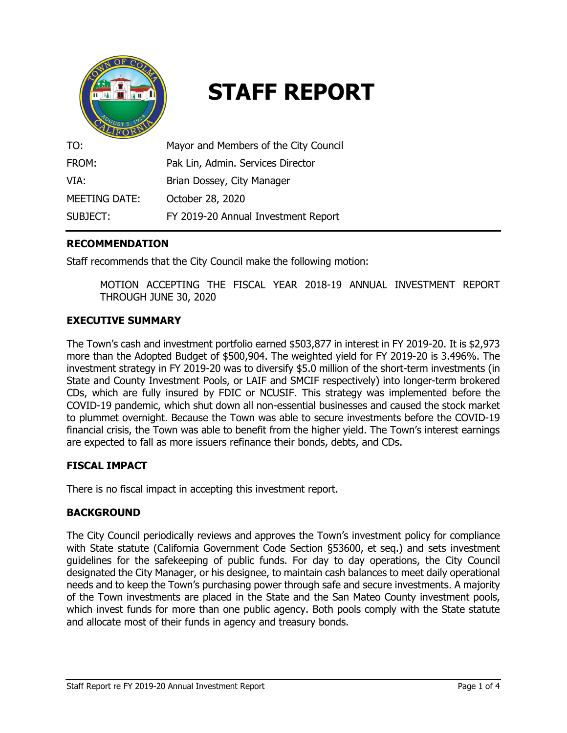# STAFF REPORT

| | |
|---|---|
| TO: | Mayor and Members of the City Council |
| FROM: | Pak Lin, Admin. Services Director |
| VIA: | Brian Dossey, City Manager |
| MEETING DATE: | October 28, 2020 |
| SUBJECT: | FY 2019-20 Annual Investment Report |

## RECOMMENDATION

Staff recommends that the City Council make the following motion:

> MOTION ACCEPTING THE FISCAL YEAR 2018-19 ANNUAL INVESTMENT REPORT THROUGH JUNE 30, 2020

## EXECUTIVE SUMMARY

The Town's cash and investment portfolio earned $503,877 in interest in FY 2019-20. It is $2,973 more than the Adopted Budget of $500,904. The weighted yield for FY 2019-20 is 3.496%. The investment strategy in FY 2019-20 was to diversify $5.0 million of the short-term investments (in State and County Investment Pools, or LAIF and SMCIF respectively) into longer-term brokered CDs, which are fully insured by FDIC or NCUSIF. This strategy was implemented before the COVID-19 pandemic, which shut down all non-essential businesses and caused the stock market to plummet overnight. Because the Town was able to secure investments before the COVID-19 financial crisis, the Town was able to benefit from the higher yield. The Town's interest earnings are expected to fall as more issuers refinance their bonds, debts, and CDs.

## FISCAL IMPACT

There is no fiscal impact in accepting this investment report.

## BACKGROUND

The City Council periodically reviews and approves the Town's investment policy for compliance with State statute (California Government Code Section §53600, et seq.) and sets investment guidelines for the safekeeping of public funds. For day to day operations, the City Council designated the City Manager, or his designee, to maintain cash balances to meet daily operational needs and to keep the Town's purchasing power through safe and secure investments. A majority of the Town investments are placed in the State and the San Mateo County investment pools, which invest funds for more than one public agency. Both pools comply with the State statute and allocate most of their funds in agency and treasury bonds.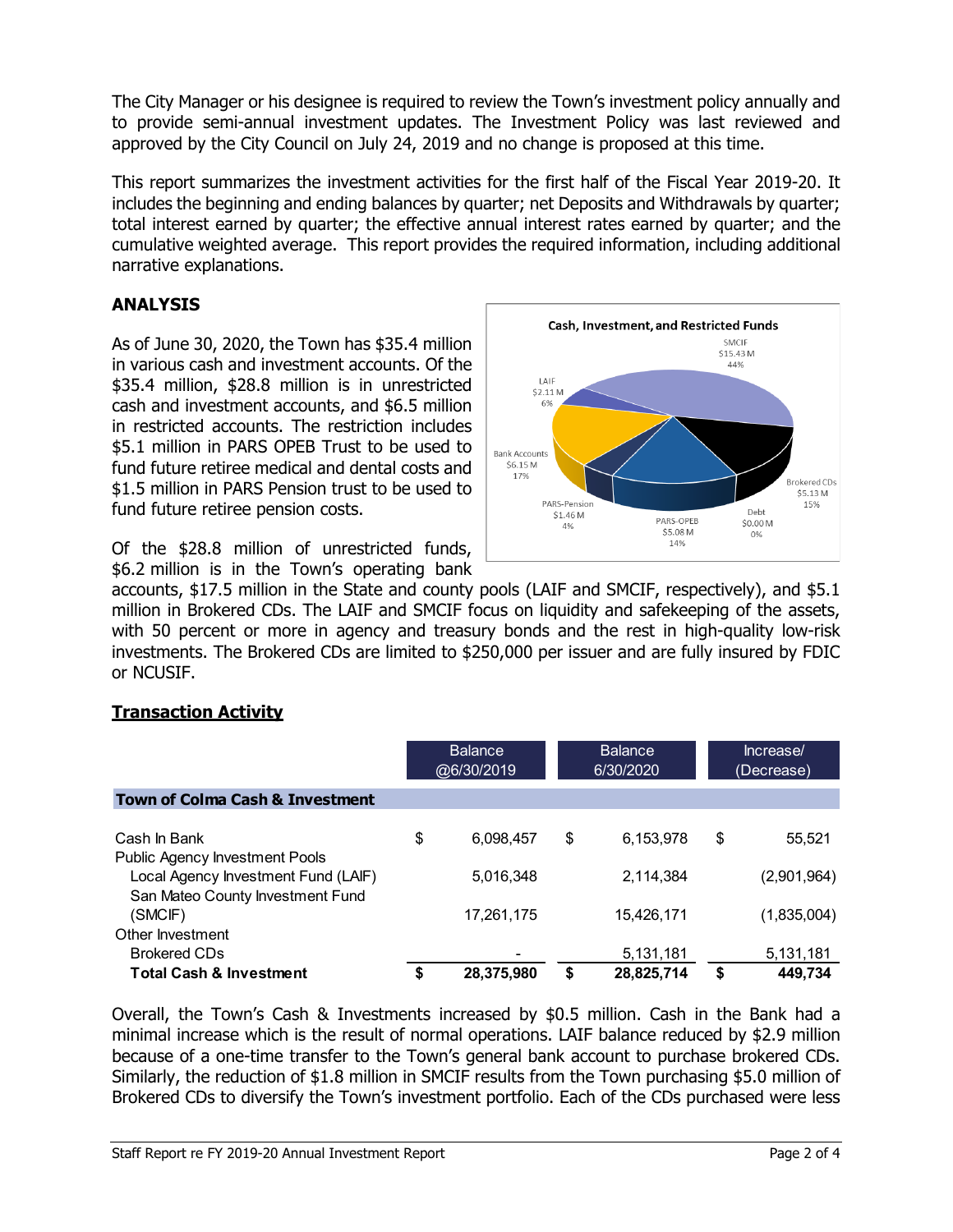The City Manager or his designee is required to review the Town's investment policy annually and to provide semi-annual investment updates. The Investment Policy was last reviewed and approved by the City Council on July 24, 2019 and no change is proposed at this time.

This report summarizes the investment activities for the first half of the Fiscal Year 2019-20. It includes the beginning and ending balances by quarter; net Deposits and Withdrawals by quarter; total interest earned by quarter; the effective annual interest rates earned by quarter; and the cumulative weighted average. This report provides the required information, including additional narrative explanations.

## ANALYSIS

As of June 30, 2020, the Town has $35.4 million in various cash and investment accounts. Of the $35.4 million, $28.8 million is in unrestricted cash and investment accounts, and $6.5 million in restricted accounts. The restriction includes $5.1 million in PARS OPEB Trust to be used to fund future retiree medical and dental costs and $1.5 million in PARS Pension trust to be used to fund future retiree pension costs.

**Cash, Investment, and Restricted Funds**

| Account | Amount | Percent |
|---|---|---|
| SMCIF | $15.43 M | 44% |
| LAIF | $2.11 M | 6% |
| Bank Accounts | $6.15 M | 17% |
| PARS-Pension | $1.46 M | 4% |
| PARS-OPEB | $5.08 M | 14% |
| Debt | $0.00 M | 0% |
| Brokered CDs | $5.13 M | 15% |

Of the $28.8 million of unrestricted funds, $6.2 million is in the Town's operating bank accounts, $17.5 million in the State and county pools (LAIF and SMCIF, respectively), and $5.1 million in Brokered CDs. The LAIF and SMCIF focus on liquidity and safekeeping of the assets, with 50 percent or more in agency and treasury bonds and the rest in high-quality low-risk investments. The Brokered CDs are limited to $250,000 per issuer and are fully insured by FDIC or NCUSIF.

### Transaction Activity

| | Balance @6/30/2019 | Balance 6/30/2020 | Increase/ (Decrease) |
|---|---|---|---|
| **Town of Colma Cash & Investment** | | | |
| Cash In Bank | $ 6,098,457 | $ 6,153,978 | $ 55,521 |
| Public Agency Investment Pools | | | |
| Local Agency Investment Fund (LAIF) | 5,016,348 | 2,114,384 | (2,901,964) |
| San Mateo County Investment Fund (SMCIF) | 17,261,175 | 15,426,171 | (1,835,004) |
| Other Investment | | | |
| Brokered CDs | - | 5,131,181 | 5,131,181 |
| **Total Cash & Investment** | **$ 28,375,980** | **$ 28,825,714** | **$ 449,734** |

Overall, the Town's Cash & Investments increased by $0.5 million. Cash in the Bank had a minimal increase which is the result of normal operations. LAIF balance reduced by $2.9 million because of a one-time transfer to the Town's general bank account to purchase brokered CDs. Similarly, the reduction of $1.8 million in SMCIF results from the Town purchasing $5.0 million of Brokered CDs to diversify the Town's investment portfolio. Each of the CDs purchased were less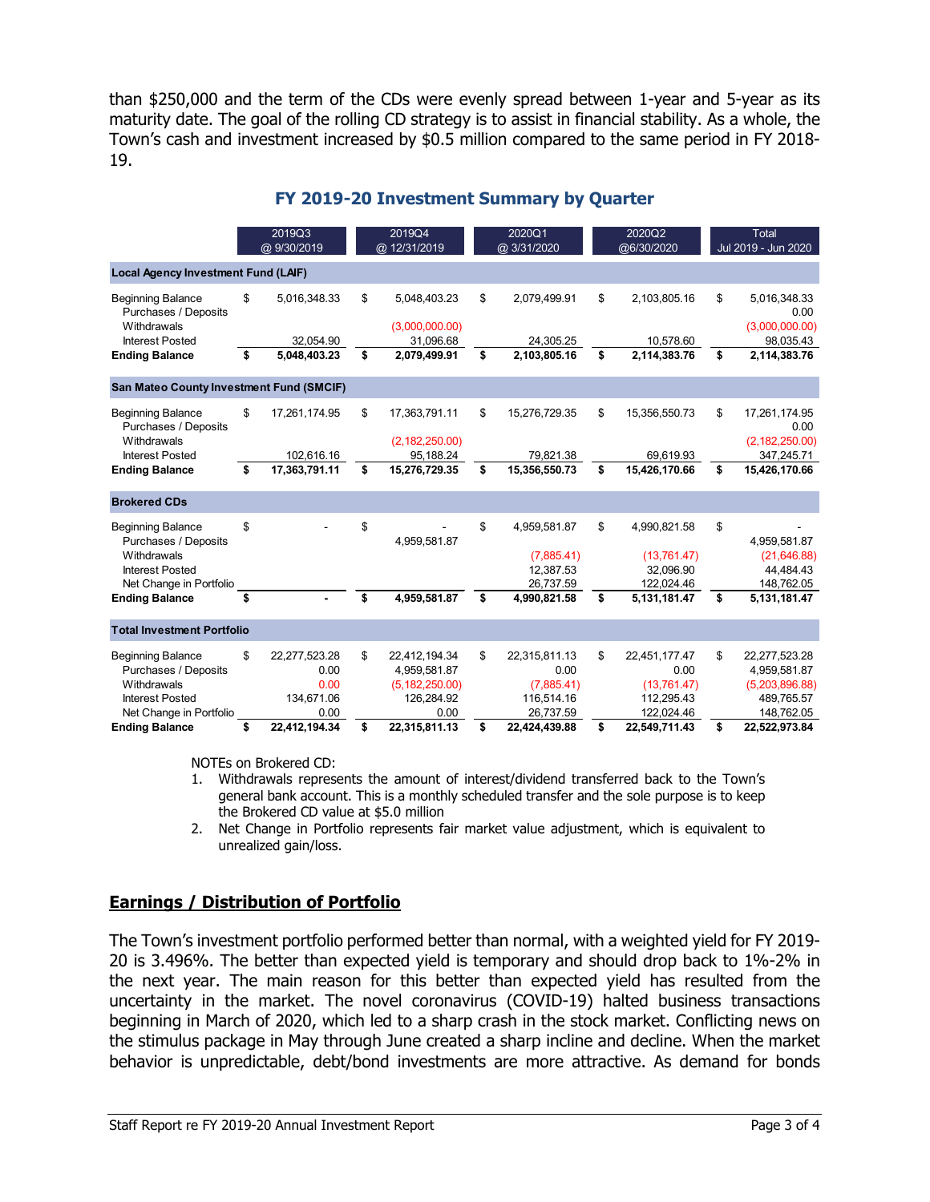than $250,000 and the term of the CDs were evenly spread between 1-year and 5-year as its maturity date. The goal of the rolling CD strategy is to assist in financial stability. As a whole, the Town's cash and investment increased by $0.5 million compared to the same period in FY 2018-19.

## FY 2019-20 Investment Summary by Quarter

| | 2019Q3 @ 9/30/2019 | 2019Q4 @ 12/31/2019 | 2020Q1 @ 3/31/2020 | 2020Q2 @6/30/2020 | Total Jul 2019 - Jun 2020 |
|---|---|---|---|---|---|
| **Local Agency Investment Fund (LAIF)** | | | | | |
| Beginning Balance | $ 5,016,348.33 | $ 5,048,403.23 | $ 2,079,499.91 | $ 2,103,805.16 | $ 5,016,348.33 |
| Purchases / Deposits | | | | | 0.00 |
| Withdrawals | | (3,000,000.00) | | | (3,000,000.00) |
| Interest Posted | 32,054.90 | 31,096.68 | 24,305.25 | 10,578.60 | 98,035.43 |
| **Ending Balance** | **$ 5,048,403.23** | **$ 2,079,499.91** | **$ 2,103,805.16** | **$ 2,114,383.76** | **$ 2,114,383.76** |
| **San Mateo County Investment Fund (SMCIF)** | | | | | |
| Beginning Balance | $ 17,261,174.95 | $ 17,363,791.11 | $ 15,276,729.35 | $ 15,356,550.73 | $ 17,261,174.95 |
| Purchases / Deposits | | | | | 0.00 |
| Withdrawals | | (2,182,250.00) | | | (2,182,250.00) |
| Interest Posted | 102,616.16 | 95,188.24 | 79,821.38 | 69,619.93 | 347,245.71 |
| **Ending Balance** | **$ 17,363,791.11** | **$ 15,276,729.35** | **$ 15,356,550.73** | **$ 15,426,170.66** | **$ 15,426,170.66** |
| **Brokered CDs** | | | | | |
| Beginning Balance | $ - | $ - | $ 4,959,581.87 | $ 4,990,821.58 | $ - |
| Purchases / Deposits | | 4,959,581.87 | | | 4,959,581.87 |
| Withdrawals | | | (7,885.41) | (13,761.47) | (21,646.88) |
| Interest Posted | | | 12,387.53 | 32,096.90 | 44,484.43 |
| Net Change in Portfolio | | | 26,737.59 | 122,024.46 | 148,762.05 |
| **Ending Balance** | **$ -** | **$ 4,959,581.87** | **$ 4,990,821.58** | **$ 5,131,181.47** | **$ 5,131,181.47** |
| **Total Investment Portfolio** | | | | | |
| Beginning Balance | $ 22,277,523.28 | $ 22,412,194.34 | $ 22,315,811.13 | $ 22,451,177.47 | $ 22,277,523.28 |
| Purchases / Deposits | 0.00 | 4,959,581.87 | 0.00 | 0.00 | 4,959,581.87 |
| Withdrawals | 0.00 | (5,182,250.00) | (7,885.41) | (13,761.47) | (5,203,896.88) |
| Interest Posted | 134,671.06 | 126,284.92 | 116,514.16 | 112,295.43 | 489,765.57 |
| Net Change in Portfolio | 0.00 | 0.00 | 26,737.59 | 122,024.46 | 148,762.05 |
| **Ending Balance** | **$ 22,412,194.34** | **$ 22,315,811.13** | **$ 22,424,439.88** | **$ 22,549,711.43** | **$ 22,522,973.84** |

NOTEs on Brokered CD:

1. Withdrawals represents the amount of interest/dividend transferred back to the Town's general bank account. This is a monthly scheduled transfer and the sole purpose is to keep the Brokered CD value at $5.0 million
2. Net Change in Portfolio represents fair market value adjustment, which is equivalent to unrealized gain/loss.

## Earnings / Distribution of Portfolio

The Town's investment portfolio performed better than normal, with a weighted yield for FY 2019-20 is 3.496%. The better than expected yield is temporary and should drop back to 1%-2% in the next year. The main reason for this better than expected yield has resulted from the uncertainty in the market. The novel coronavirus (COVID-19) halted business transactions beginning in March of 2020, which led to a sharp crash in the stock market. Conflicting news on the stimulus package in May through June created a sharp incline and decline. When the market behavior is unpredictable, debt/bond investments are more attractive. As demand for bonds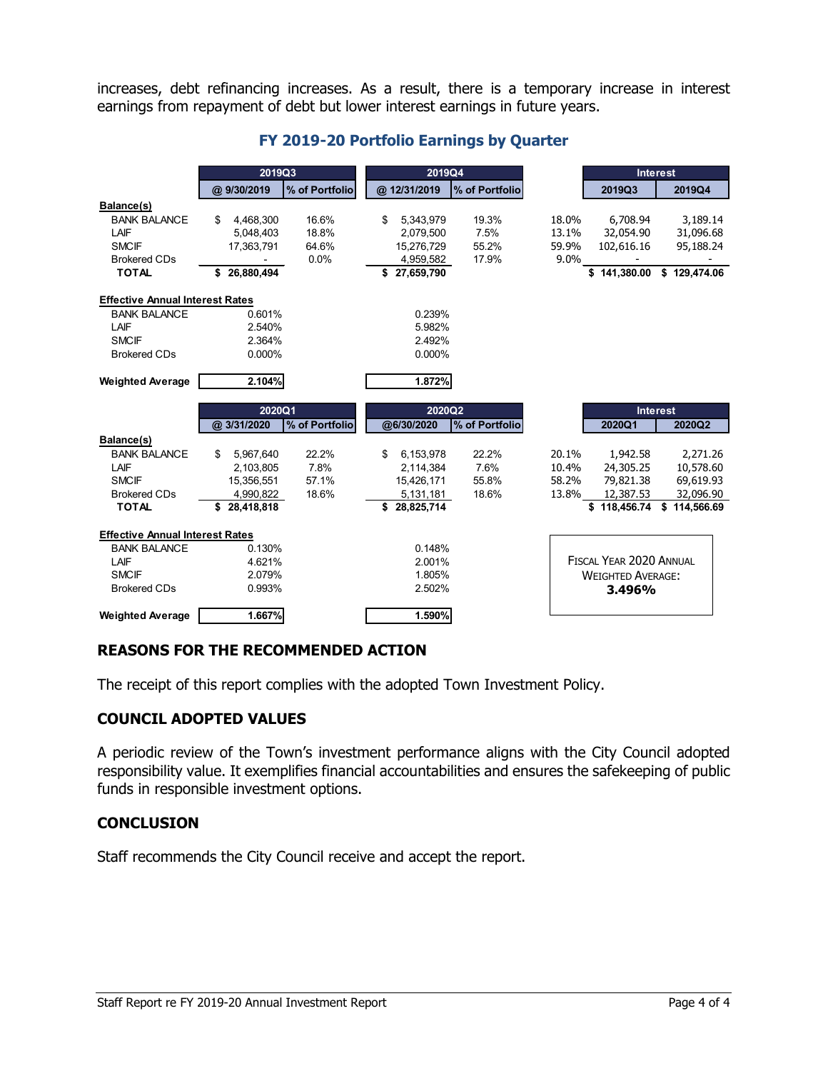increases, debt refinancing increases. As a result, there is a temporary increase in interest earnings from repayment of debt but lower interest earnings in future years.

## FY 2019-20 Portfolio Earnings by Quarter

| | 2019Q3 | | 2019Q4 | | | Interest | |
|---|---|---|---|---|---|---|---|
| | @ 9/30/2019 | % of Portfolio | @ 12/31/2019 | % of Portfolio | | 2019Q3 | 2019Q4 |
| **Balance(s)** | | | | | | | |
| BANK BALANCE | $ 4,468,300 | 16.6% | $ 5,343,979 | 19.3% | 18.0% | 6,708.94 | 3,189.14 |
| LAIF | 5,048,403 | 18.8% | 2,079,500 | 7.5% | 13.1% | 32,054.90 | 31,096.68 |
| SMCIF | 17,363,791 | 64.6% | 15,276,729 | 55.2% | 59.9% | 102,616.16 | 95,188.24 |
| Brokered CDs | - | 0.0% | 4,959,582 | 17.9% | 9.0% | - | - |
| **TOTAL** | **$ 26,880,494** | | **$ 27,659,790** | | | **$ 141,380.00** | **$ 129,474.06** |
| **Effective Annual Interest Rates** | | | | | | | |
| BANK BALANCE | 0.601% | | 0.239% | | | | |
| LAIF | 2.540% | | 5.982% | | | | |
| SMCIF | 2.364% | | 2.492% | | | | |
| Brokered CDs | 0.000% | | 0.000% | | | | |
| **Weighted Average** | **2.104%** | | **1.872%** | | | | |

| | 2020Q1 | | 2020Q2 | | | Interest | |
|---|---|---|---|---|---|---|---|
| | @ 3/31/2020 | % of Portfolio | @6/30/2020 | % of Portfolio | | 2020Q1 | 2020Q2 |
| **Balance(s)** | | | | | | | |
| BANK BALANCE | $ 5,967,640 | 22.2% | $ 6,153,978 | 22.2% | 20.1% | 1,942.58 | 2,271.26 |
| LAIF | 2,103,805 | 7.8% | 2,114,384 | 7.6% | 10.4% | 24,305.25 | 10,578.60 |
| SMCIF | 15,356,551 | 57.1% | 15,426,171 | 55.8% | 58.2% | 79,821.38 | 69,619.93 |
| Brokered CDs | 4,990,822 | 18.6% | 5,131,181 | 18.6% | 13.8% | 12,387.53 | 32,096.90 |
| **TOTAL** | **$ 28,418,818** | | **$ 28,825,714** | | | **$ 118,456.74** | **$ 114,566.69** |
| **Effective Annual Interest Rates** | | | | | | | |
| BANK BALANCE | 0.130% | | 0.148% | | | | |
| LAIF | 4.621% | | 2.001% | | | | |
| SMCIF | 2.079% | | 1.805% | | | | |
| Brokered CDs | 0.993% | | 2.502% | | | | |
| **Weighted Average** | **1.667%** | | **1.590%** | | | | |

Fiscal Year 2020 Annual Weighted Average: **3.496%**

## REASONS FOR THE RECOMMENDED ACTION

The receipt of this report complies with the adopted Town Investment Policy.

## COUNCIL ADOPTED VALUES

A periodic review of the Town's investment performance aligns with the City Council adopted responsibility value. It exemplifies financial accountabilities and ensures the safekeeping of public funds in responsible investment options.

## CONCLUSION

Staff recommends the City Council receive and accept the report.